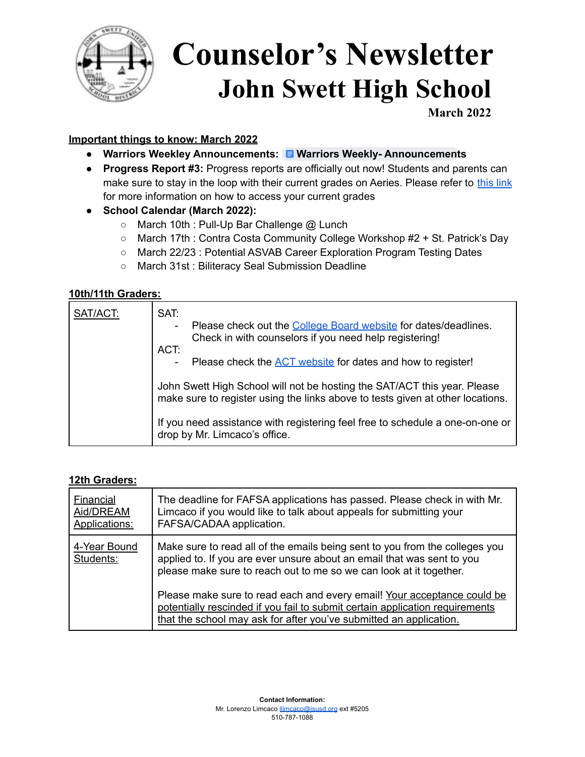# Counselor's Newsletter
## John Swett High School
**March 2022**

**Important things to know: March 2022**

- **Warriors Weekley Announcements:** **Warriors Weekly- Announcements**
- **Progress Report #3:** Progress reports are officially out now! Students and parents can make sure to stay in the loop with their current grades on Aeries. Please refer to this link for more information on how to access your current grades
- **School Calendar (March 2022):**
  - March 10th : Pull-Up Bar Challenge @ Lunch
  - March 17th : Contra Costa Community College Workshop #2 + St. Patrick's Day
  - March 22/23 : Potential ASVAB Career Exploration Program Testing Dates
  - March 31st : Biliteracy Seal Submission Deadline

**10th/11th Graders:**

| | |
|---|---|
| SAT/ACT: | SAT:<br>- Please check out the College Board website for dates/deadlines. Check in with counselors if you need help registering!<br>ACT:<br>- Please check the ACT website for dates and how to register!<br><br>John Swett High School will not be hosting the SAT/ACT this year. Please make sure to register using the links above to tests given at other locations.<br><br>If you need assistance with registering feel free to schedule a one-on-one or drop by Mr. Limcaco's office. |

**12th Graders:**

| | |
|---|---|
| Financial Aid/DREAM Applications: | The deadline for FAFSA applications has passed. Please check in with Mr. Limcaco if you would like to talk about appeals for submitting your FAFSA/CADAA application. |
| 4-Year Bound Students: | Make sure to read all of the emails being sent to you from the colleges you applied to. If you are ever unsure about an email that was sent to you please make sure to reach out to me so we can look at it together.<br><br>Please make sure to read each and every email! Your acceptance could be potentially rescinded if you fail to submit certain application requirements that the school may ask for after you've submitted an application. |

**Contact Information:**
Mr. Lorenzo Limcaco llimcaco@jsusd.org ext #5205
510-787-1088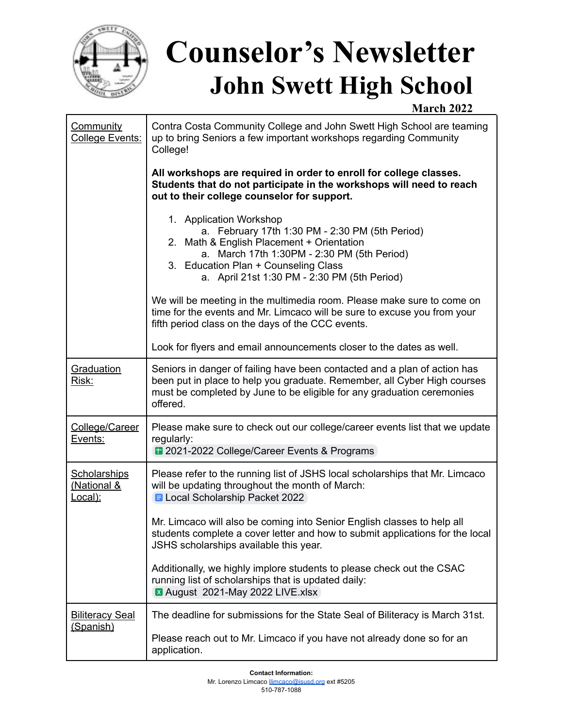# Counselor's Newsletter
## John Swett High School

**March 2022**

| | |
|---|---|
| Community College Events: | Contra Costa Community College and John Swett High School are teaming up to bring Seniors a few important workshops regarding Community College!<br><br>**All workshops are required in order to enroll for college classes. Students that do not participate in the workshops will need to reach out to their college counselor for support.**<br><br>1. Application Workshop<br>&nbsp;&nbsp;&nbsp;a. February 17th 1:30 PM - 2:30 PM (5th Period)<br>2. Math & English Placement + Orientation<br>&nbsp;&nbsp;&nbsp;a. March 17th 1:30PM - 2:30 PM (5th Period)<br>3. Education Plan + Counseling Class<br>&nbsp;&nbsp;&nbsp;a. April 21st 1:30 PM - 2:30 PM (5th Period)<br><br>We will be meeting in the multimedia room. Please make sure to come on time for the events and Mr. Limcaco will be sure to excuse you from your fifth period class on the days of the CCC events.<br><br>Look for flyers and email announcements closer to the dates as well. |
| Graduation Risk: | Seniors in danger of failing have been contacted and a plan of action has been put in place to help you graduate. Remember, all Cyber High courses must be completed by June to be eligible for any graduation ceremonies offered. |
| College/Career Events: | Please make sure to check out our college/career events list that we update regularly:<br>2021-2022 College/Career Events & Programs |
| Scholarships (National & Local): | Please refer to the running list of JSHS local scholarships that Mr. Limcaco will be updating throughout the month of March:<br>Local Scholarship Packet 2022<br><br>Mr. Limcaco will also be coming into Senior English classes to help all students complete a cover letter and how to submit applications for the local JSHS scholarships available this year.<br><br>Additionally, we highly implore students to please check out the CSAC running list of scholarships that is updated daily:<br>August 2021-May 2022 LIVE.xlsx |
| Biliteracy Seal (Spanish) | The deadline for submissions for the State Seal of Biliteracy is March 31st.<br><br>Please reach out to Mr. Limcaco if you have not already done so for an application. |

**Contact Information:**
Mr. Lorenzo Limcaco llimcaco@jsusd.org ext #5205
510-787-1088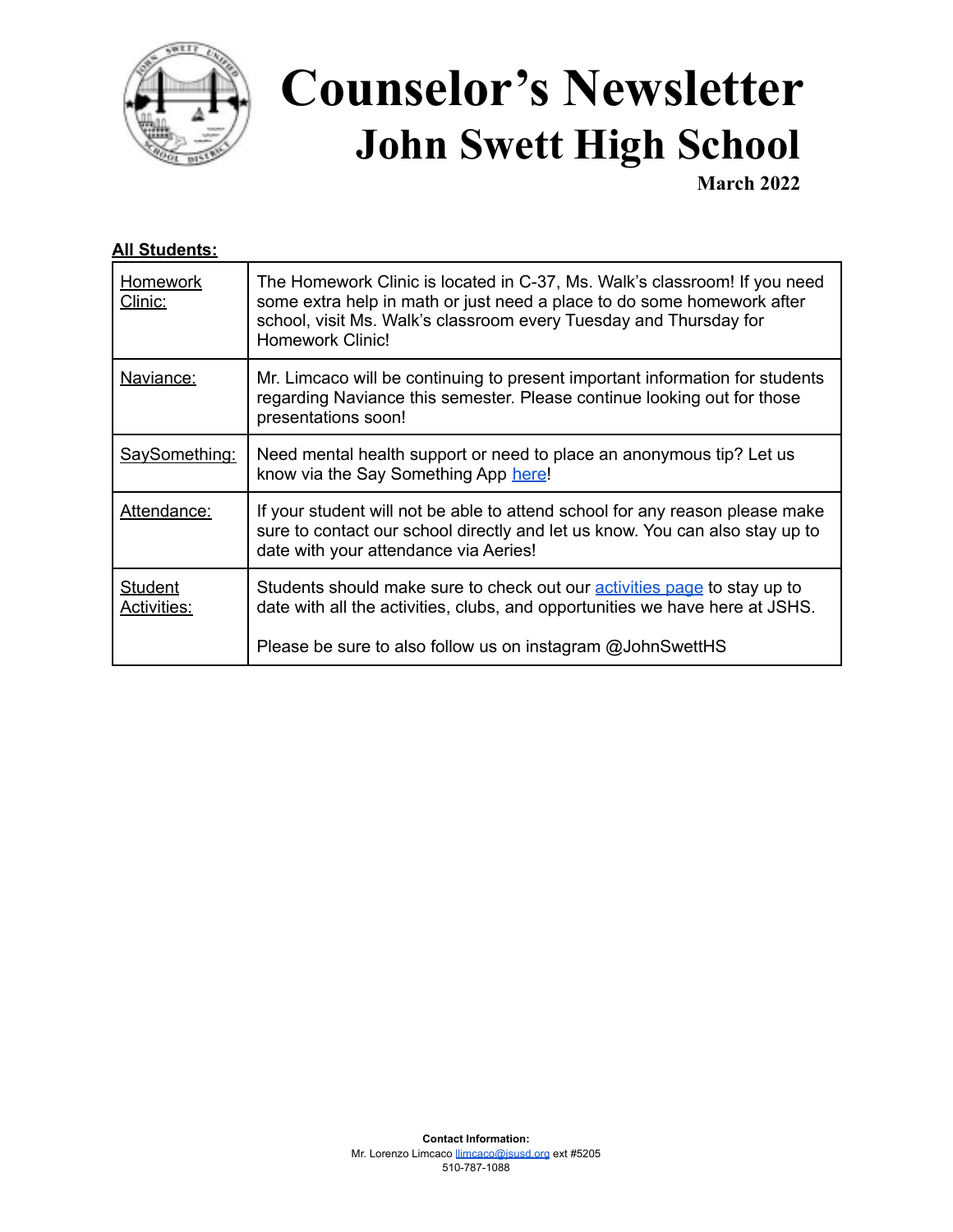# Counselor's Newsletter

## John Swett High School

**March 2022**

**All Students:**

| | |
|---|---|
| Homework Clinic: | The Homework Clinic is located in C-37, Ms. Walk's classroom! If you need some extra help in math or just need a place to do some homework after school, visit Ms. Walk's classroom every Tuesday and Thursday for Homework Clinic! |
| Naviance: | Mr. Limcaco will be continuing to present important information for students regarding Naviance this semester. Please continue looking out for those presentations soon! |
| SaySomething: | Need mental health support or need to place an anonymous tip? Let us know via the Say Something App here! |
| Attendance: | If your student will not be able to attend school for any reason please make sure to contact our school directly and let us know. You can also stay up to date with your attendance via Aeries! |
| Student Activities: | Students should make sure to check out our activities page to stay up to date with all the activities, clubs, and opportunities we have here at JSHS.<br><br>Please be sure to also follow us on instagram @JohnSwettHS |

**Contact Information:**
Mr. Lorenzo Limcaco llimcaco@jsusd.org ext #5205
510-787-1088